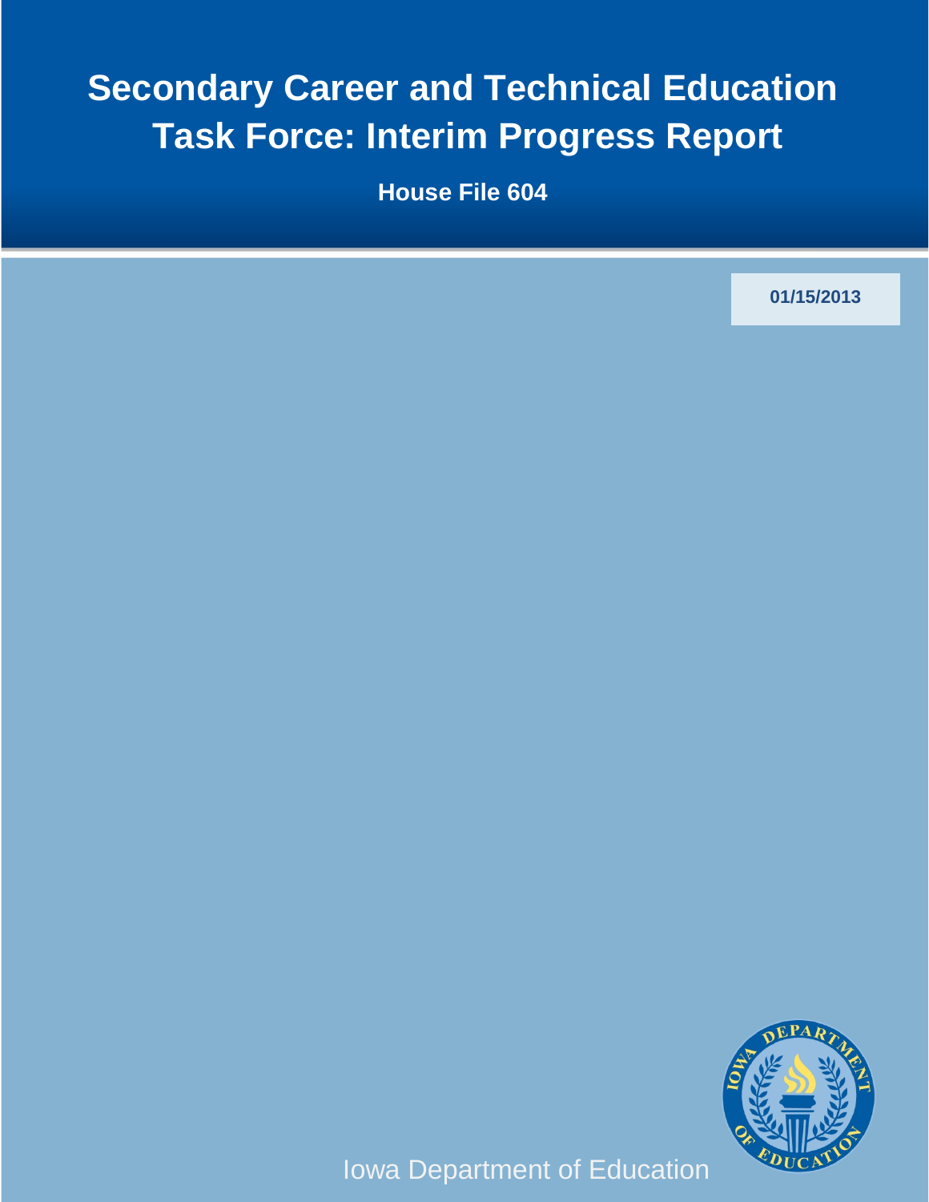# Secondary Career and Technical Education Task Force: Interim Progress Report

**House File 604**

**01/15/2013**

Iowa Department of Education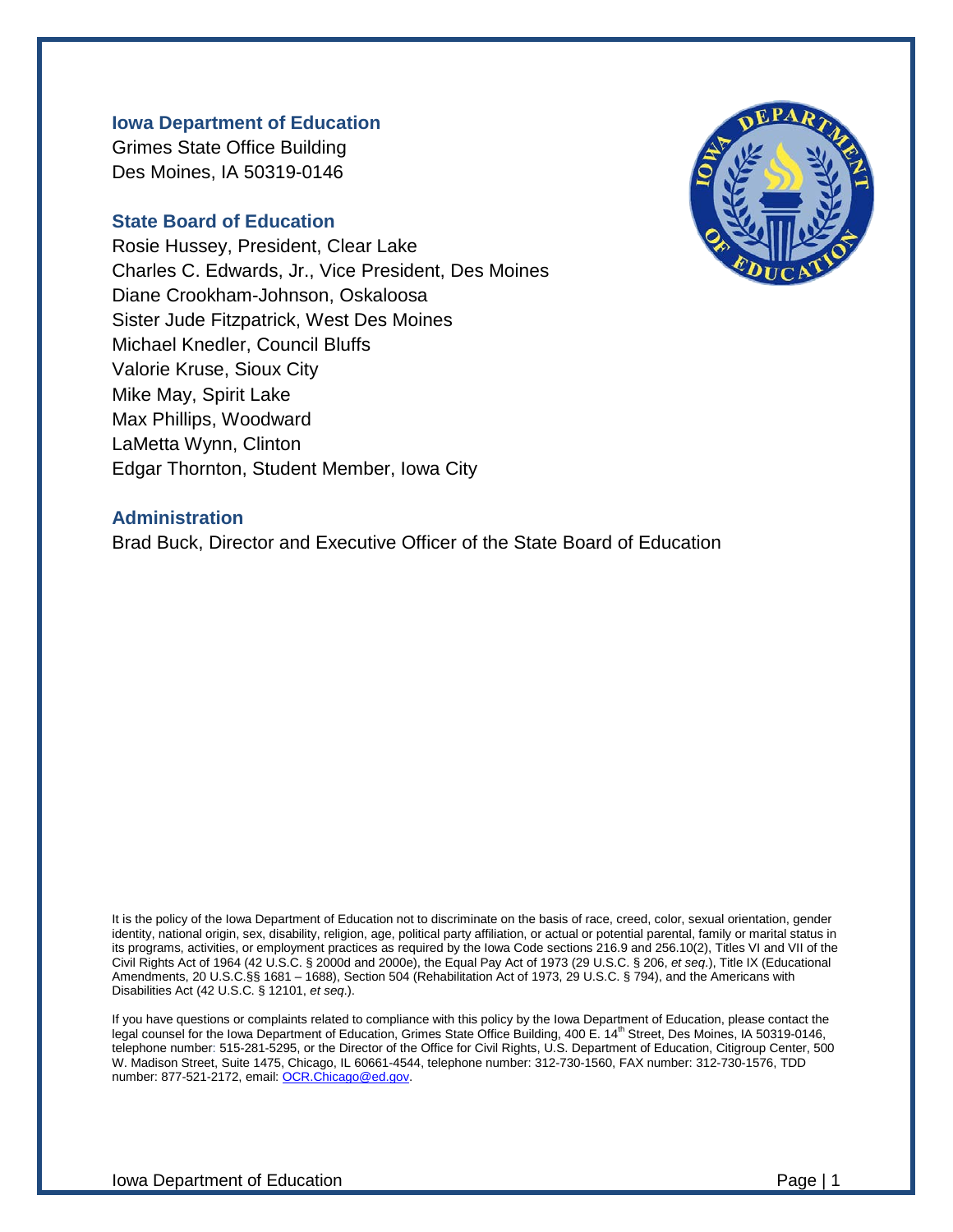### Iowa Department of Education

Grimes State Office Building
Des Moines, IA 50319-0146

### State Board of Education

Rosie Hussey, President, Clear Lake
Charles C. Edwards, Jr., Vice President, Des Moines
Diane Crookham-Johnson, Oskaloosa
Sister Jude Fitzpatrick, West Des Moines
Michael Knedler, Council Bluffs
Valorie Kruse, Sioux City
Mike May, Spirit Lake
Max Phillips, Woodward
LaMetta Wynn, Clinton
Edgar Thornton, Student Member, Iowa City

### Administration

Brad Buck, Director and Executive Officer of the State Board of Education

It is the policy of the Iowa Department of Education not to discriminate on the basis of race, creed, color, sexual orientation, gender identity, national origin, sex, disability, religion, age, political party affiliation, or actual or potential parental, family or marital status in its programs, activities, or employment practices as required by the Iowa Code sections 216.9 and 256.10(2), Titles VI and VII of the Civil Rights Act of 1964 (42 U.S.C. § 2000d and 2000e), the Equal Pay Act of 1973 (29 U.S.C. § 206, *et seq.*), Title IX (Educational Amendments, 20 U.S.C.§§ 1681 – 1688), Section 504 (Rehabilitation Act of 1973, 29 U.S.C. § 794), and the Americans with Disabilities Act (42 U.S.C. § 12101, *et seq*.).

If you have questions or complaints related to compliance with this policy by the Iowa Department of Education, please contact the legal counsel for the Iowa Department of Education, Grimes State Office Building, 400 E. 14th Street, Des Moines, IA 50319-0146, telephone number: 515-281-5295, or the Director of the Office for Civil Rights, U.S. Department of Education, Citigroup Center, 500 W. Madison Street, Suite 1475, Chicago, IL 60661-4544, telephone number: 312-730-1560, FAX number: 312-730-1576, TDD number: 877-521-2172, email: OCR.Chicago@ed.gov.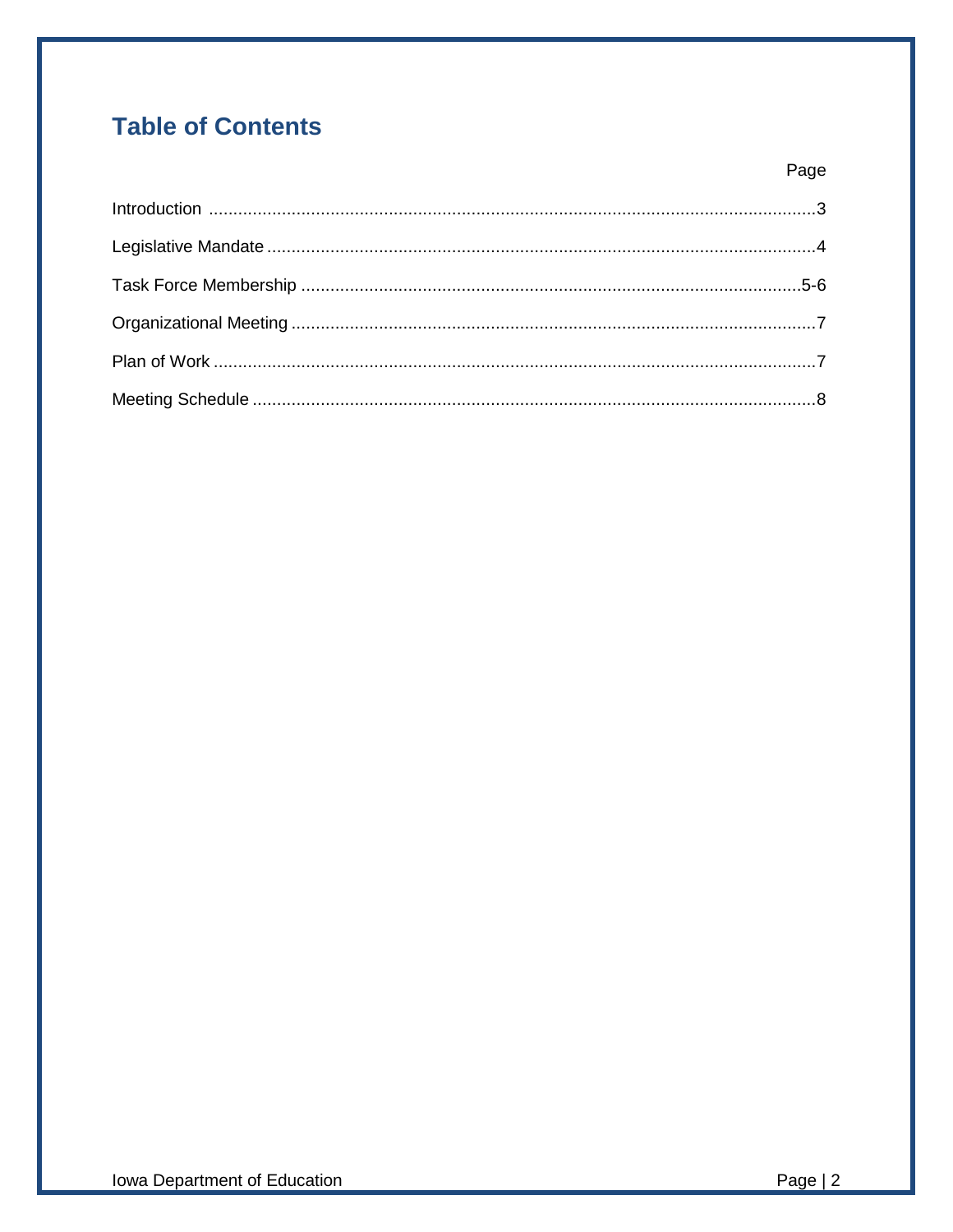# Table of Contents

| | Page |
|---|---|
| Introduction | 3 |
| Legislative Mandate | 4 |
| Task Force Membership | 5-6 |
| Organizational Meeting | 7 |
| Plan of Work | 7 |
| Meeting Schedule | 8 |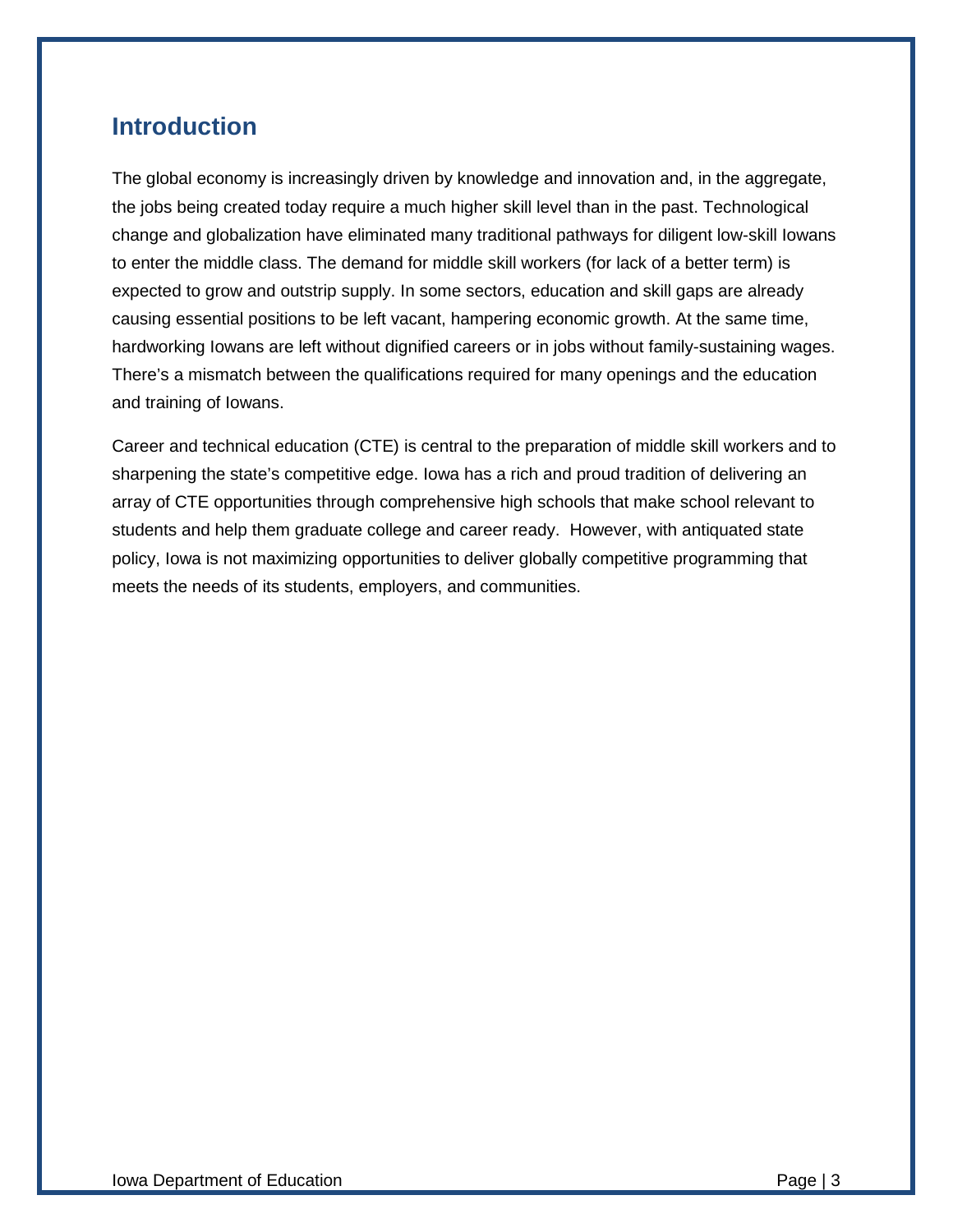## Introduction

The global economy is increasingly driven by knowledge and innovation and, in the aggregate, the jobs being created today require a much higher skill level than in the past. Technological change and globalization have eliminated many traditional pathways for diligent low-skill Iowans to enter the middle class. The demand for middle skill workers (for lack of a better term) is expected to grow and outstrip supply. In some sectors, education and skill gaps are already causing essential positions to be left vacant, hampering economic growth. At the same time, hardworking Iowans are left without dignified careers or in jobs without family-sustaining wages. There's a mismatch between the qualifications required for many openings and the education and training of Iowans.

Career and technical education (CTE) is central to the preparation of middle skill workers and to sharpening the state's competitive edge. Iowa has a rich and proud tradition of delivering an array of CTE opportunities through comprehensive high schools that make school relevant to students and help them graduate college and career ready. However, with antiquated state policy, Iowa is not maximizing opportunities to deliver globally competitive programming that meets the needs of its students, employers, and communities.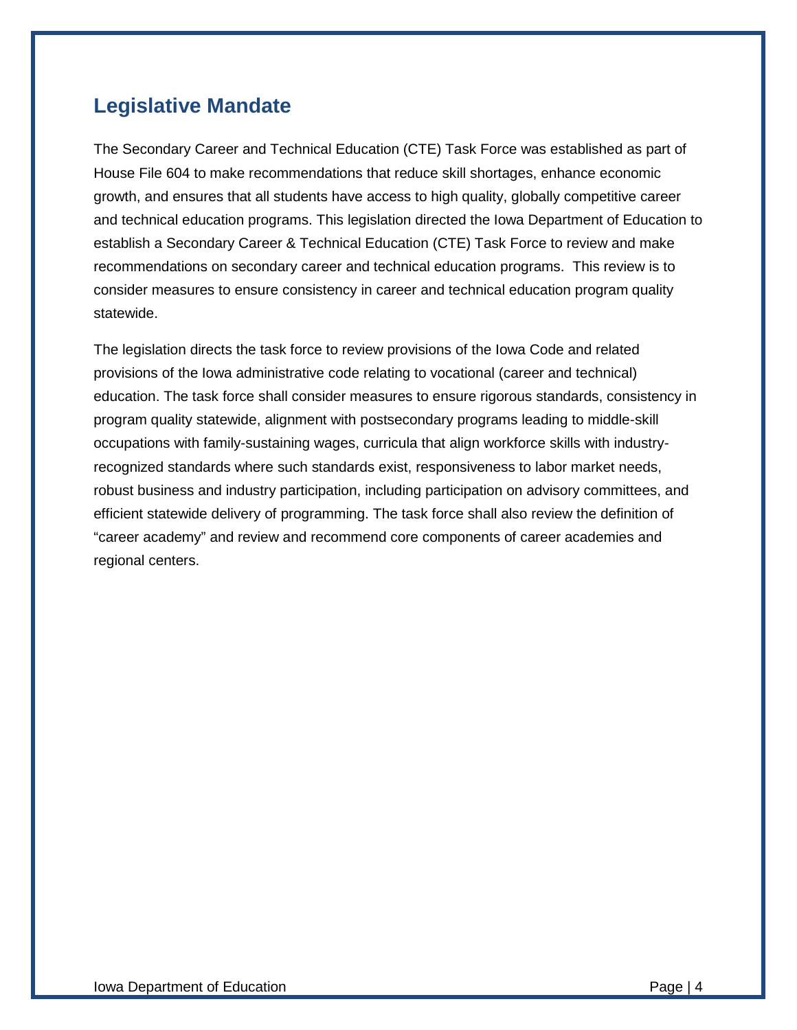## Legislative Mandate

The Secondary Career and Technical Education (CTE) Task Force was established as part of House File 604 to make recommendations that reduce skill shortages, enhance economic growth, and ensures that all students have access to high quality, globally competitive career and technical education programs. This legislation directed the Iowa Department of Education to establish a Secondary Career & Technical Education (CTE) Task Force to review and make recommendations on secondary career and technical education programs. This review is to consider measures to ensure consistency in career and technical education program quality statewide.

The legislation directs the task force to review provisions of the Iowa Code and related provisions of the Iowa administrative code relating to vocational (career and technical) education. The task force shall consider measures to ensure rigorous standards, consistency in program quality statewide, alignment with postsecondary programs leading to middle-skill occupations with family-sustaining wages, curricula that align workforce skills with industry-recognized standards where such standards exist, responsiveness to labor market needs, robust business and industry participation, including participation on advisory committees, and efficient statewide delivery of programming. The task force shall also review the definition of "career academy" and review and recommend core components of career academies and regional centers.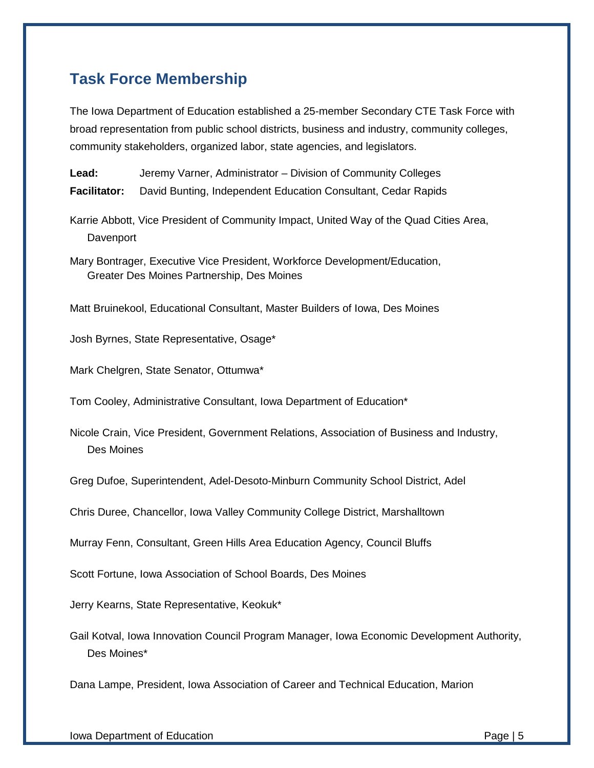## Task Force Membership

The Iowa Department of Education established a 25-member Secondary CTE Task Force with broad representation from public school districts, business and industry, community colleges, community stakeholders, organized labor, state agencies, and legislators.

**Lead:** Jeremy Varner, Administrator – Division of Community Colleges

**Facilitator:** David Bunting, Independent Education Consultant, Cedar Rapids

Karrie Abbott, Vice President of Community Impact, United Way of the Quad Cities Area, Davenport

Mary Bontrager, Executive Vice President, Workforce Development/Education, Greater Des Moines Partnership, Des Moines

Matt Bruinekool, Educational Consultant, Master Builders of Iowa, Des Moines

Josh Byrnes, State Representative, Osage*

Mark Chelgren, State Senator, Ottumwa*

Tom Cooley, Administrative Consultant, Iowa Department of Education*

Nicole Crain, Vice President, Government Relations, Association of Business and Industry, Des Moines

Greg Dufoe, Superintendent, Adel-Desoto-Minburn Community School District, Adel

Chris Duree, Chancellor, Iowa Valley Community College District, Marshalltown

Murray Fenn, Consultant, Green Hills Area Education Agency, Council Bluffs

Scott Fortune, Iowa Association of School Boards, Des Moines

Jerry Kearns, State Representative, Keokuk*

Gail Kotval, Iowa Innovation Council Program Manager, Iowa Economic Development Authority, Des Moines*

Dana Lampe, President, Iowa Association of Career and Technical Education, Marion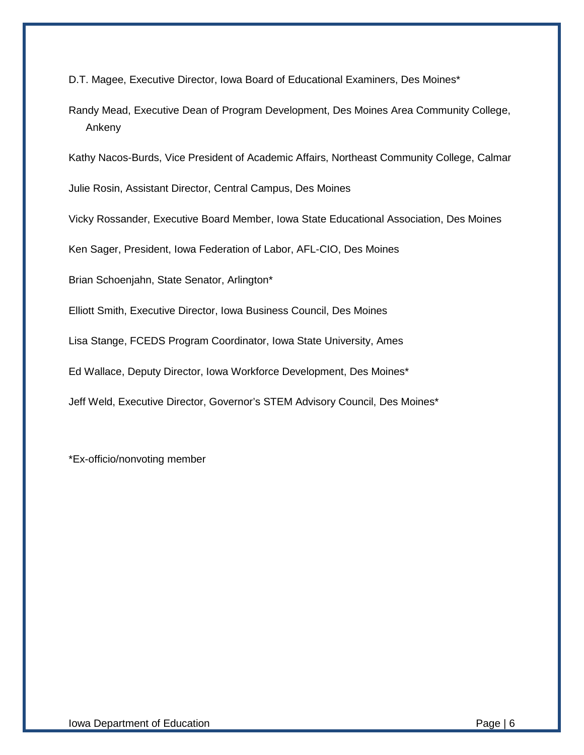D.T. Magee, Executive Director, Iowa Board of Educational Examiners, Des Moines*

Randy Mead, Executive Dean of Program Development, Des Moines Area Community College, Ankeny

Kathy Nacos-Burds, Vice President of Academic Affairs, Northeast Community College, Calmar

Julie Rosin, Assistant Director, Central Campus, Des Moines

Vicky Rossander, Executive Board Member, Iowa State Educational Association, Des Moines

Ken Sager, President, Iowa Federation of Labor, AFL-CIO, Des Moines

Brian Schoenjahn, State Senator, Arlington*

Elliott Smith, Executive Director, Iowa Business Council, Des Moines

Lisa Stange, FCEDS Program Coordinator, Iowa State University, Ames

Ed Wallace, Deputy Director, Iowa Workforce Development, Des Moines*

Jeff Weld, Executive Director, Governor's STEM Advisory Council, Des Moines*

*Ex-officio/nonvoting member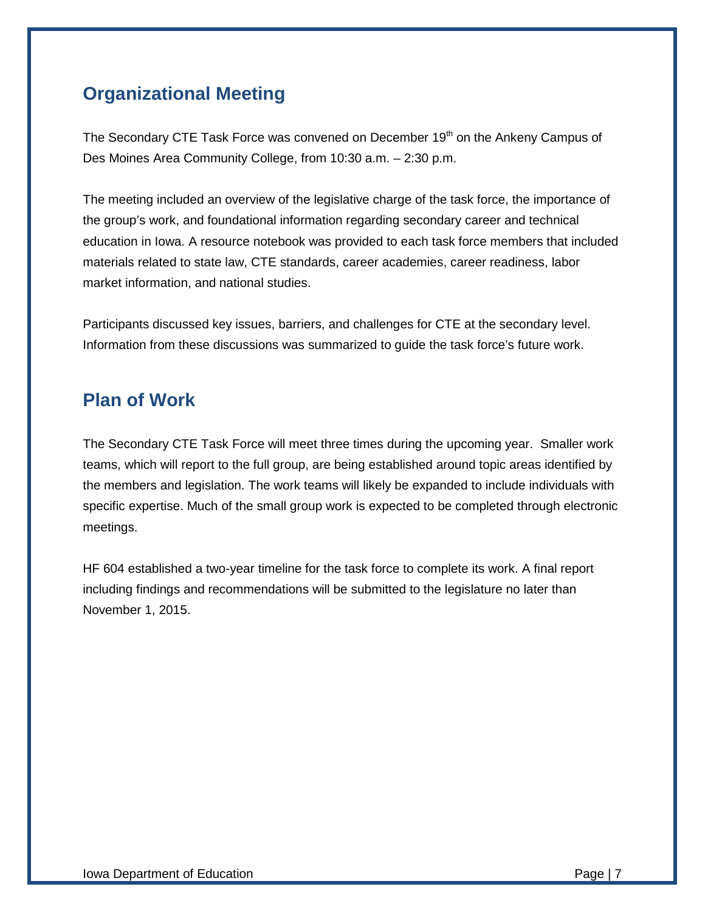## Organizational Meeting

The Secondary CTE Task Force was convened on December 19th on the Ankeny Campus of Des Moines Area Community College, from 10:30 a.m. – 2:30 p.m.

The meeting included an overview of the legislative charge of the task force, the importance of the group's work, and foundational information regarding secondary career and technical education in Iowa. A resource notebook was provided to each task force members that included materials related to state law, CTE standards, career academies, career readiness, labor market information, and national studies.

Participants discussed key issues, barriers, and challenges for CTE at the secondary level. Information from these discussions was summarized to guide the task force's future work.

## Plan of Work

The Secondary CTE Task Force will meet three times during the upcoming year. Smaller work teams, which will report to the full group, are being established around topic areas identified by the members and legislation. The work teams will likely be expanded to include individuals with specific expertise. Much of the small group work is expected to be completed through electronic meetings.

HF 604 established a two-year timeline for the task force to complete its work. A final report including findings and recommendations will be submitted to the legislature no later than November 1, 2015.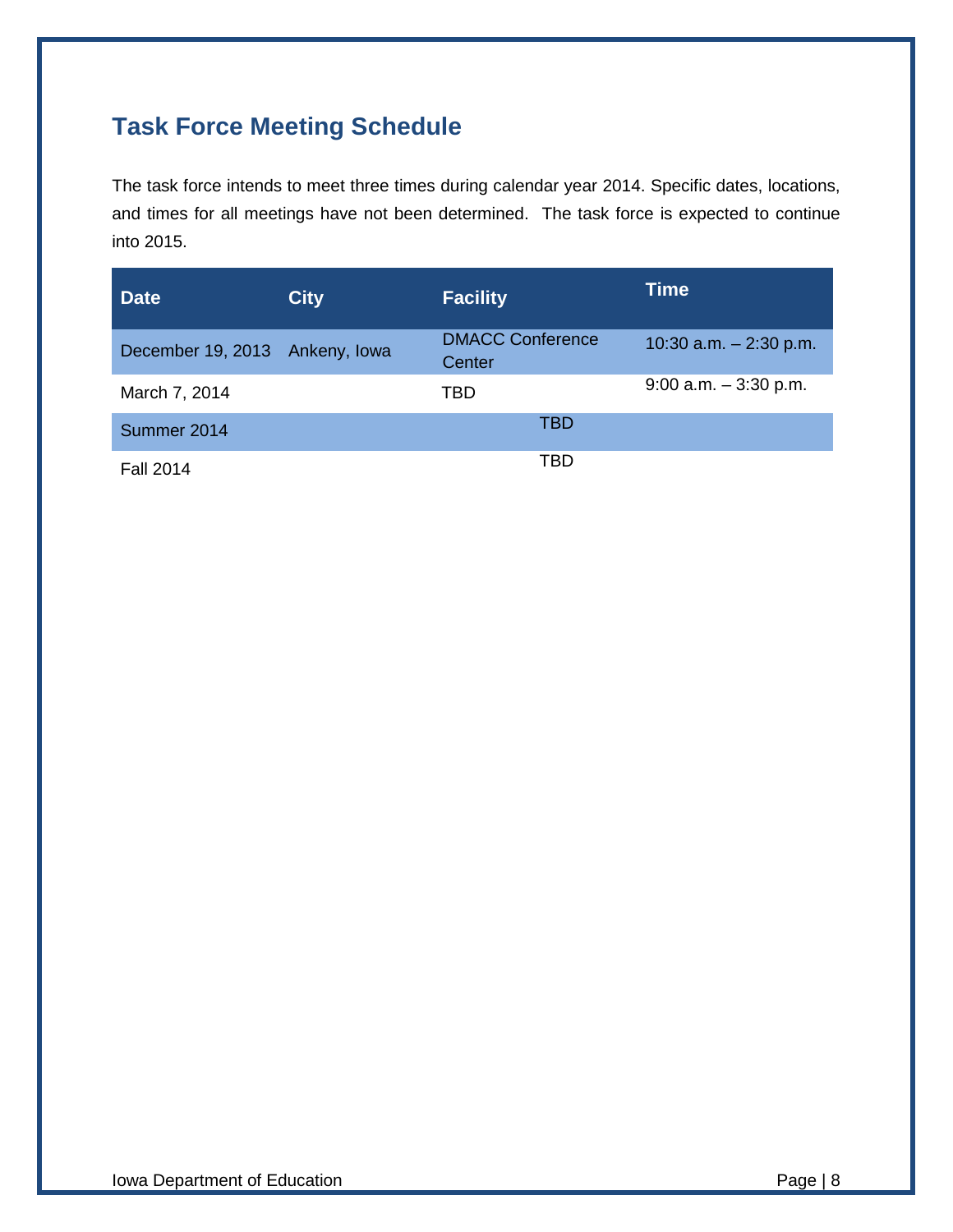## Task Force Meeting Schedule

The task force intends to meet three times during calendar year 2014. Specific dates, locations, and times for all meetings have not been determined. The task force is expected to continue into 2015.

| Date | City | Facility | Time |
|---|---|---|---|
| December 19, 2013 | Ankeny, Iowa | DMACC Conference Center | 10:30 a.m. – 2:30 p.m. |
| March 7, 2014 | | TBD | 9:00 a.m. – 3:30 p.m. |
| Summer 2014 | | TBD | |
| Fall 2014 | | TBD | |